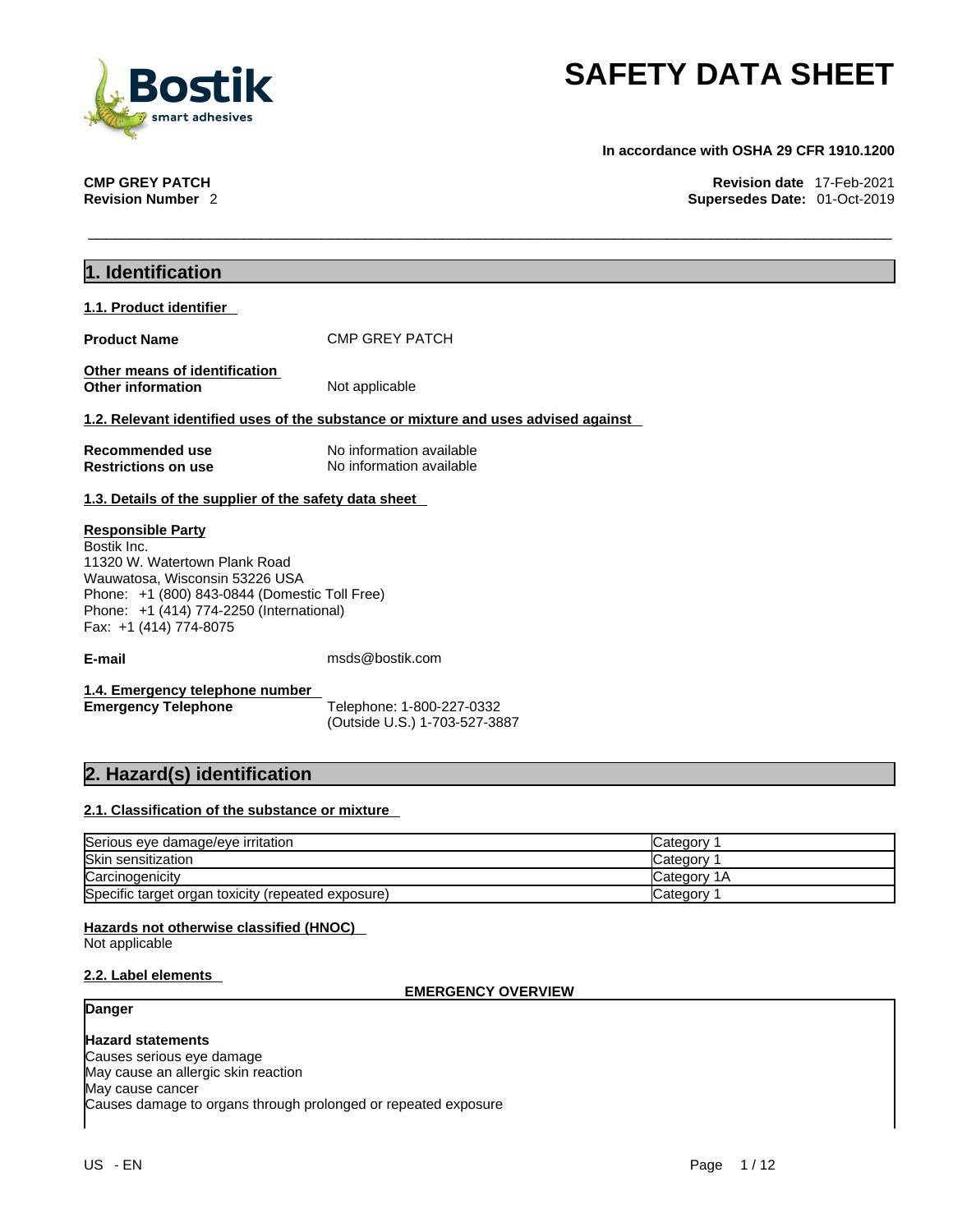# SAFETY DATA SHEET

**In accordance with OSHA 29 CFR 1910.1200**

**CMP GREY PATCH**
**Revision Number** 2

**Revision date** 17-Feb-2021
**Supersedes Date:** 01-Oct-2019

## 1. Identification

### 1.1. Product identifier

**Product Name** CMP GREY PATCH

**Other means of identification**
**Other information** Not applicable

### 1.2. Relevant identified uses of the substance or mixture and uses advised against

**Recommended use** No information available
**Restrictions on use** No information available

### 1.3. Details of the supplier of the safety data sheet

**Responsible Party**
Bostik Inc.
11320 W. Watertown Plank Road
Wauwatosa, Wisconsin 53226 USA
Phone: +1 (800) 843-0844 (Domestic Toll Free)
Phone: +1 (414) 774-2250 (International)
Fax: +1 (414) 774-8075

**E-mail** msds@bostik.com

### 1.4. Emergency telephone number

**Emergency Telephone** Telephone: 1-800-227-0332
(Outside U.S.) 1-703-527-3887

## 2. Hazard(s) identification

### 2.1. Classification of the substance or mixture

| | |
|---|---|
| Serious eye damage/eye irritation | Category 1 |
| Skin sensitization | Category 1 |
| Carcinogenicity | Category 1A |
| Specific target organ toxicity (repeated exposure) | Category 1 |

**Hazards not otherwise classified (HNOC)**
Not applicable

### 2.2. Label elements

**EMERGENCY OVERVIEW**

**Danger**

**Hazard statements**
Causes serious eye damage
May cause an allergic skin reaction
May cause cancer
Causes damage to organs through prolonged or repeated exposure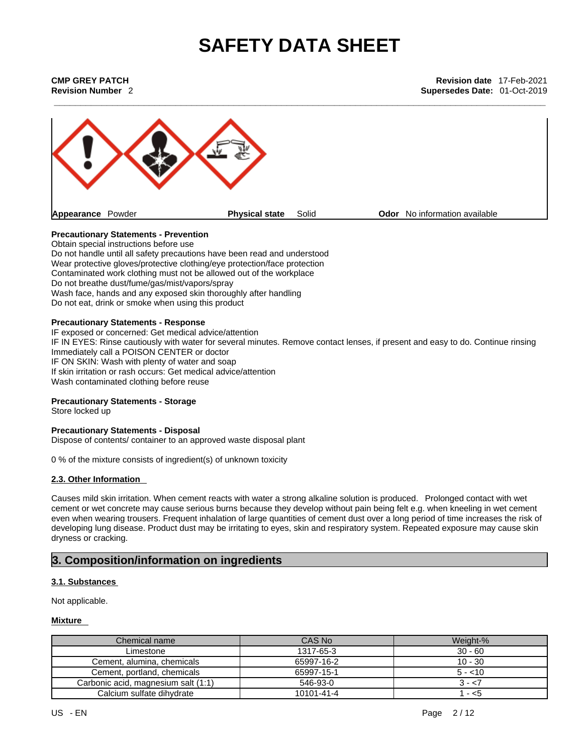# SAFETY DATA SHEET

**CMP GREY PATCH**
**Revision Number** 2

**Revision date** 17-Feb-2021
**Supersedes Date:** 01-Oct-2019

**Appearance** Powder **Physical state** Solid **Odor** No information available

**Precautionary Statements - Prevention**
Obtain special instructions before use
Do not handle until all safety precautions have been read and understood
Wear protective gloves/protective clothing/eye protection/face protection
Contaminated work clothing must not be allowed out of the workplace
Do not breathe dust/fume/gas/mist/vapors/spray
Wash face, hands and any exposed skin thoroughly after handling
Do not eat, drink or smoke when using this product

**Precautionary Statements - Response**
IF exposed or concerned: Get medical advice/attention
IF IN EYES: Rinse cautiously with water for several minutes. Remove contact lenses, if present and easy to do. Continue rinsing
Immediately call a POISON CENTER or doctor
IF ON SKIN: Wash with plenty of water and soap
If skin irritation or rash occurs: Get medical advice/attention
Wash contaminated clothing before reuse

**Precautionary Statements - Storage**
Store locked up

**Precautionary Statements - Disposal**
Dispose of contents/ container to an approved waste disposal plant

0 % of the mixture consists of ingredient(s) of unknown toxicity

### 2.3. Other Information

Causes mild skin irritation. When cement reacts with water a strong alkaline solution is produced. Prolonged contact with wet cement or wet concrete may cause serious burns because they develop without pain being felt e.g. when kneeling in wet cement even when wearing trousers. Frequent inhalation of large quantities of cement dust over a long period of time increases the risk of developing lung disease. Product dust may be irritating to eyes, skin and respiratory system. Repeated exposure may cause skin dryness or cracking.

## 3. Composition/information on ingredients

### 3.1. Substances

Not applicable.

### Mixture

| Chemical name | CAS No | Weight-% |
|---|---|---|
| Limestone | 1317-65-3 | 30 - 60 |
| Cement, alumina, chemicals | 65997-16-2 | 10 - 30 |
| Cement, portland, chemicals | 65997-15-1 | 5 - <10 |
| Carbonic acid, magnesium salt (1:1) | 546-93-0 | 3 - <7 |
| Calcium sulfate dihydrate | 10101-41-4 | 1 - <5 |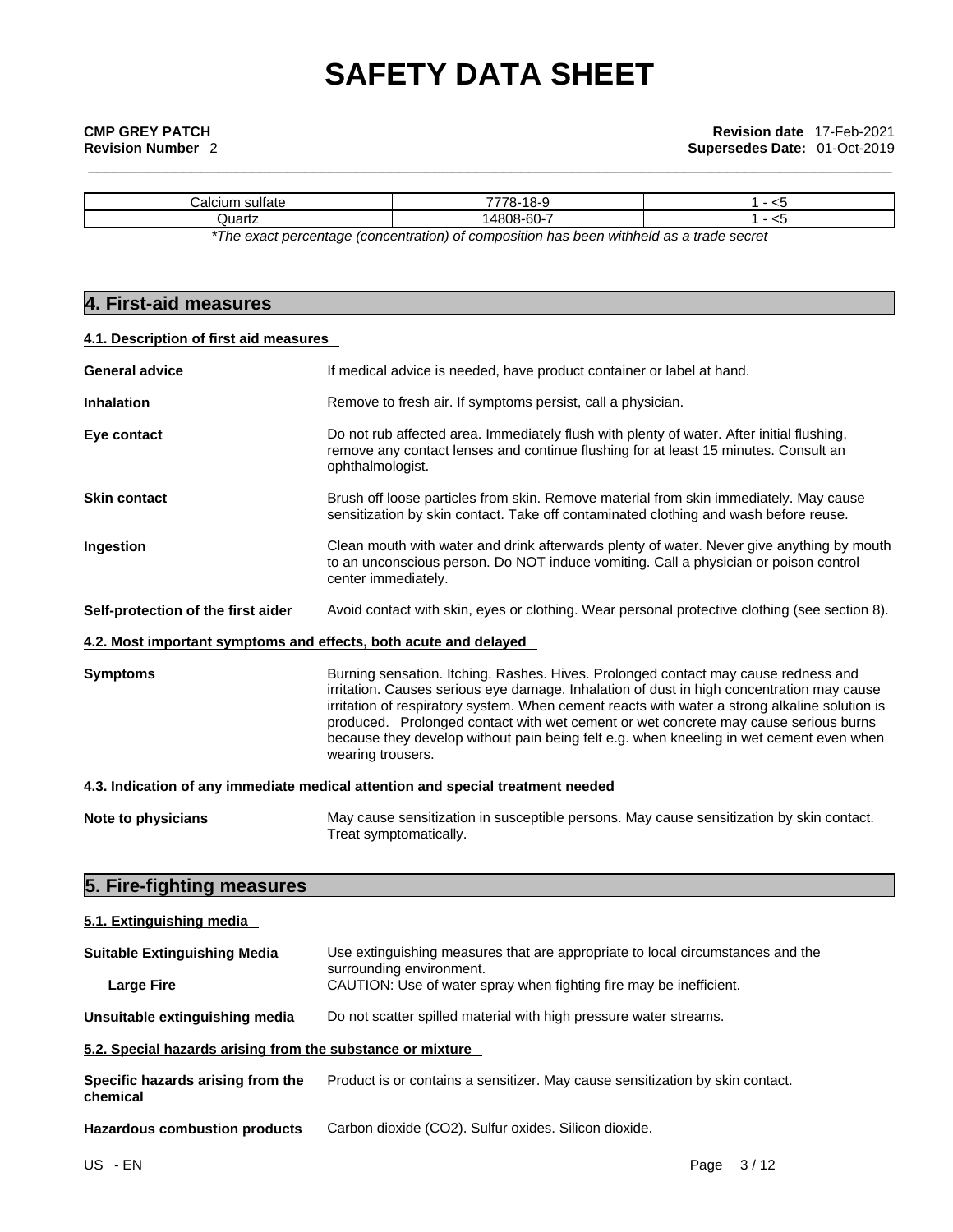| | | |
|---|---|---|
| Calcium sulfate | 7778-18-9 | 1 - <5 |
| Quartz | 14808-60-7 | 1 - <5 |

*\*The exact percentage (concentration) of composition has been withheld as a trade secret*

## 4. First-aid measures

### 4.1. Description of first aid measures

**General advice**: If medical advice is needed, have product container or label at hand.

**Inhalation**: Remove to fresh air. If symptoms persist, call a physician.

**Eye contact**: Do not rub affected area. Immediately flush with plenty of water. After initial flushing, remove any contact lenses and continue flushing for at least 15 minutes. Consult an ophthalmologist.

**Skin contact**: Brush off loose particles from skin. Remove material from skin immediately. May cause sensitization by skin contact. Take off contaminated clothing and wash before reuse.

**Ingestion**: Clean mouth with water and drink afterwards plenty of water. Never give anything by mouth to an unconscious person. Do NOT induce vomiting. Call a physician or poison control center immediately.

**Self-protection of the first aider**: Avoid contact with skin, eyes or clothing. Wear personal protective clothing (see section 8).

### 4.2. Most important symptoms and effects, both acute and delayed

**Symptoms**: Burning sensation. Itching. Rashes. Hives. Prolonged contact may cause redness and irritation. Causes serious eye damage. Inhalation of dust in high concentration may cause irritation of respiratory system. When cement reacts with water a strong alkaline solution is produced. Prolonged contact with wet cement or wet concrete may cause serious burns because they develop without pain being felt e.g. when kneeling in wet cement even when wearing trousers.

### 4.3. Indication of any immediate medical attention and special treatment needed

**Note to physicians**: May cause sensitization in susceptible persons. May cause sensitization by skin contact. Treat symptomatically.

## 5. Fire-fighting measures

### 5.1. Extinguishing media

**Suitable Extinguishing Media**: Use extinguishing measures that are appropriate to local circumstances and the surrounding environment.

**Large Fire**: CAUTION: Use of water spray when fighting fire may be inefficient.

**Unsuitable extinguishing media**: Do not scatter spilled material with high pressure water streams.

### 5.2. Special hazards arising from the substance or mixture

**Specific hazards arising from the chemical**: Product is or contains a sensitizer. May cause sensitization by skin contact.

**Hazardous combustion products**: Carbon dioxide ($CO_2$). Sulfur oxides. Silicon dioxide.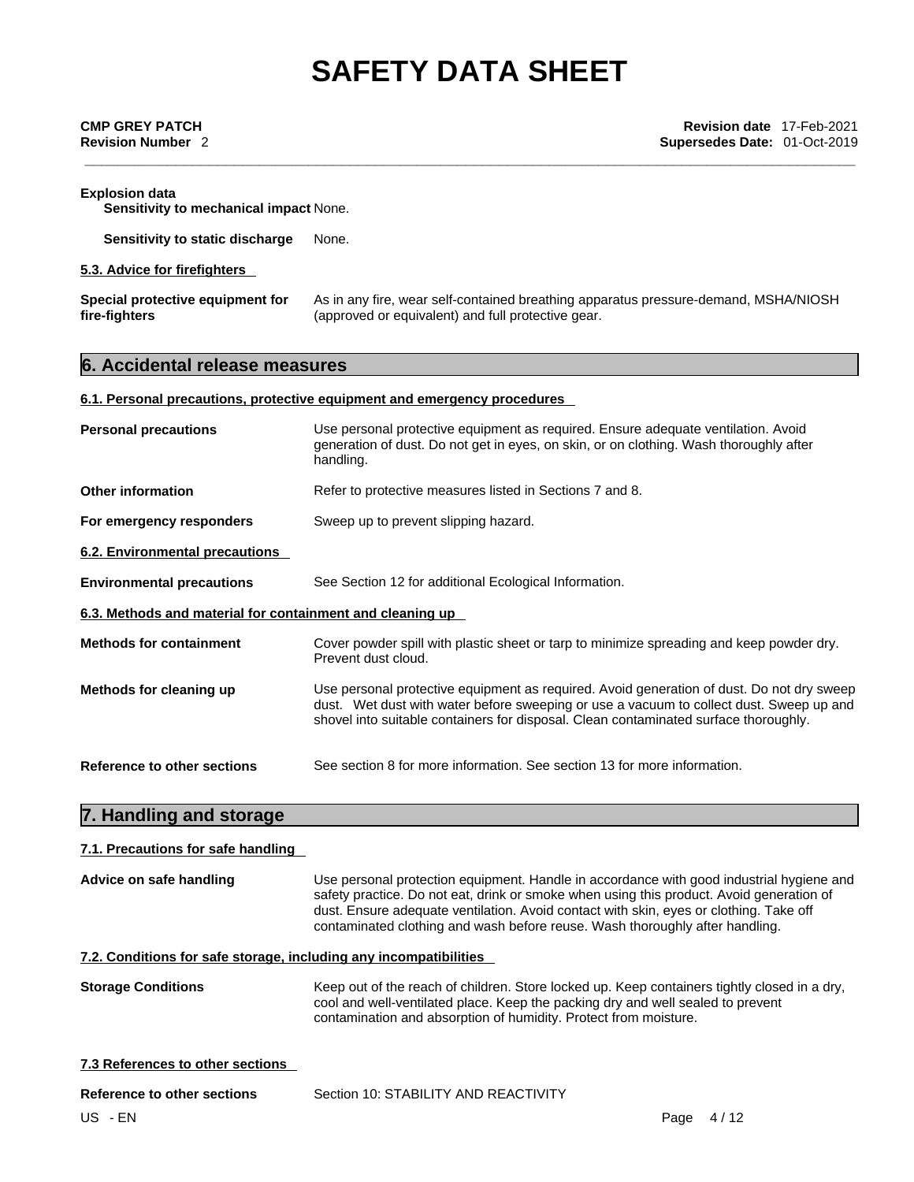**Explosion data**

**Sensitivity to mechanical impact** None.

**Sensitivity to static discharge** None.

### 5.3. Advice for firefighters

**Special protective equipment for fire-fighters** As in any fire, wear self-contained breathing apparatus pressure-demand, MSHA/NIOSH (approved or equivalent) and full protective gear.

## 6. Accidental release measures

### 6.1. Personal precautions, protective equipment and emergency procedures

**Personal precautions** Use personal protective equipment as required. Ensure adequate ventilation. Avoid generation of dust. Do not get in eyes, on skin, or on clothing. Wash thoroughly after handling.

**Other information** Refer to protective measures listed in Sections 7 and 8.

**For emergency responders** Sweep up to prevent slipping hazard.

### 6.2. Environmental precautions

**Environmental precautions** See Section 12 for additional Ecological Information.

### 6.3. Methods and material for containment and cleaning up

**Methods for containment** Cover powder spill with plastic sheet or tarp to minimize spreading and keep powder dry. Prevent dust cloud.

**Methods for cleaning up** Use personal protective equipment as required. Avoid generation of dust. Do not dry sweep dust. Wet dust with water before sweeping or use a vacuum to collect dust. Sweep up and shovel into suitable containers for disposal. Clean contaminated surface thoroughly.

**Reference to other sections** See section 8 for more information. See section 13 for more information.

## 7. Handling and storage

### 7.1. Precautions for safe handling

**Advice on safe handling** Use personal protection equipment. Handle in accordance with good industrial hygiene and safety practice. Do not eat, drink or smoke when using this product. Avoid generation of dust. Ensure adequate ventilation. Avoid contact with skin, eyes or clothing. Take off contaminated clothing and wash before reuse. Wash thoroughly after handling.

### 7.2. Conditions for safe storage, including any incompatibilities

**Storage Conditions** Keep out of the reach of children. Store locked up. Keep containers tightly closed in a dry, cool and well-ventilated place. Keep the packing dry and well sealed to prevent contamination and absorption of humidity. Protect from moisture.

### 7.3 References to other sections

**Reference to other sections** Section 10: STABILITY AND REACTIVITY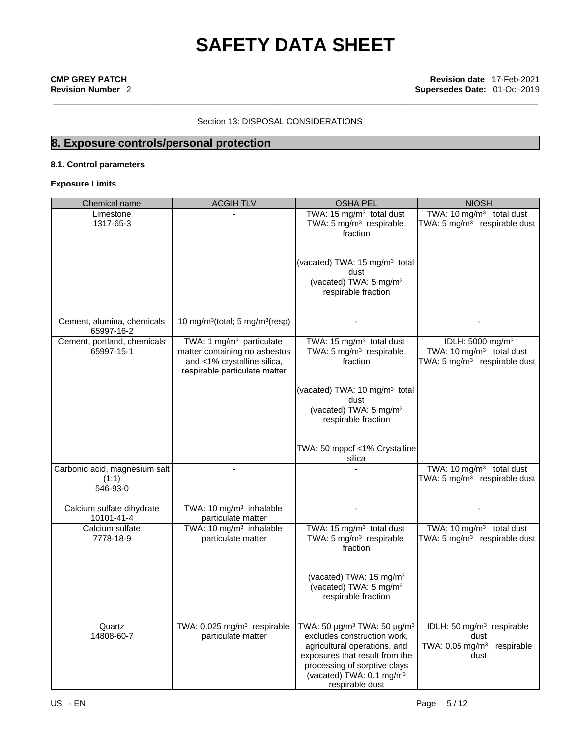Section 13: DISPOSAL CONSIDERATIONS

## 8. Exposure controls/personal protection

### 8.1. Control parameters

**Exposure Limits**

| Chemical name | ACGIH TLV | OSHA PEL | NIOSH |
|---|---|---|---|
| Limestone<br>1317-65-3 | - | TWA: 15 mg/m³ total dust<br>TWA: 5 mg/m³ respirable fraction<br><br>(vacated) TWA: 15 mg/m³ total dust<br>(vacated) TWA: 5 mg/m³ respirable fraction | TWA: 10 mg/m³ total dust<br>TWA: 5 mg/m³ respirable dust |
| Cement, alumina, chemicals<br>65997-16-2 | 10 mg/m³(total; 5 mg/m³(resp) | - | - |
| Cement, portland, chemicals<br>65997-15-1 | TWA: 1 mg/m³ particulate matter containing no asbestos and <1% crystalline silica, respirable particulate matter | TWA: 15 mg/m³ total dust<br>TWA: 5 mg/m³ respirable fraction<br><br>(vacated) TWA: 10 mg/m³ total dust<br>(vacated) TWA: 5 mg/m³ respirable fraction<br><br>TWA: 50 mppcf <1% Crystalline silica | IDLH: 5000 mg/m³<br>TWA: 10 mg/m³ total dust<br>TWA: 5 mg/m³ respirable dust |
| Carbonic acid, magnesium salt (1:1)<br>546-93-0 | - | - | TWA: 10 mg/m³ total dust<br>TWA: 5 mg/m³ respirable dust |
| Calcium sulfate dihydrate<br>10101-41-4 | TWA: 10 mg/m³ inhalable particulate matter | - | - |
| Calcium sulfate<br>7778-18-9 | TWA: 10 mg/m³ inhalable particulate matter | TWA: 15 mg/m³ total dust<br>TWA: 5 mg/m³ respirable fraction<br><br>(vacated) TWA: 15 mg/m³<br>(vacated) TWA: 5 mg/m³ respirable fraction | TWA: 10 mg/m³ total dust<br>TWA: 5 mg/m³ respirable dust |
| Quartz<br>14808-60-7 | TWA: 0.025 mg/m³ respirable particulate matter | TWA: 50 µg/m³ TWA: 50 µg/m³ excludes construction work, agricultural operations, and exposures that result from the processing of sorptive clays<br>(vacated) TWA: 0.1 mg/m³ respirable dust | IDLH: 50 mg/m³ respirable dust<br>TWA: 0.05 mg/m³ respirable dust |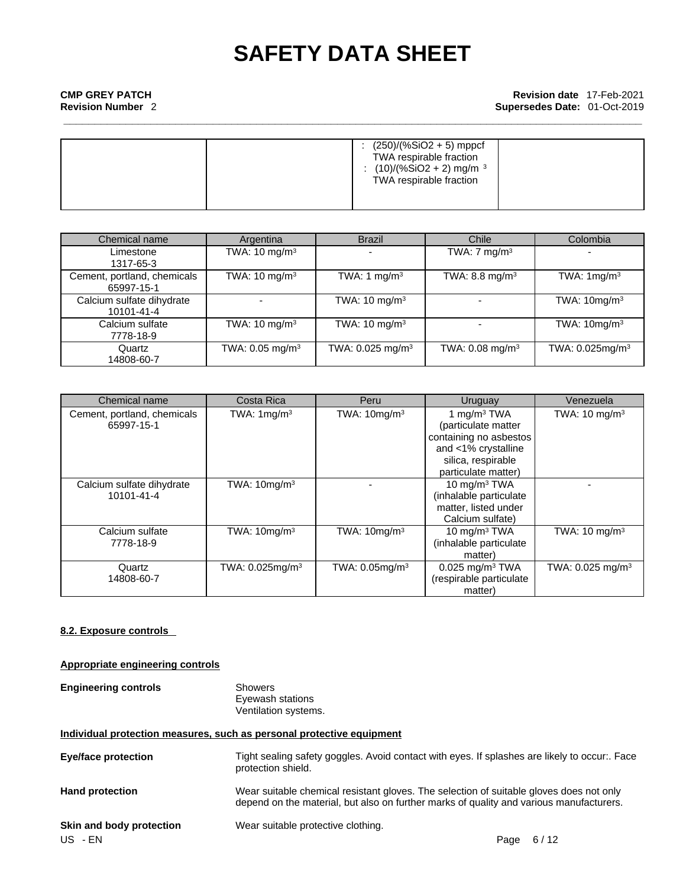| | | : (250)/(%SiO2 + 5) mppcf TWA respirable fraction : (10)/(%SiO2 + 2) mg/m $^3$ TWA respirable fraction | |
|---|---|---|---|

| Chemical name | Argentina | Brazil | Chile | Colombia |
|---|---|---|---|---|
| Limestone 1317-65-3 | TWA: 10 mg/m³ | - | TWA: 7 mg/m³ | - |
| Cement, portland, chemicals 65997-15-1 | TWA: 10 mg/m³ | TWA: 1 mg/m³ | TWA: 8.8 mg/m³ | TWA: 1mg/m³ |
| Calcium sulfate dihydrate 10101-41-4 | - | TWA: 10 mg/m³ | - | TWA: 10mg/m³ |
| Calcium sulfate 7778-18-9 | TWA: 10 mg/m³ | TWA: 10 mg/m³ | - | TWA: 10mg/m³ |
| Quartz 14808-60-7 | TWA: 0.05 mg/m³ | TWA: 0.025 mg/m³ | TWA: 0.08 mg/m³ | TWA: 0.025mg/m³ |

| Chemical name | Costa Rica | Peru | Uruguay | Venezuela |
|---|---|---|---|---|
| Cement, portland, chemicals 65997-15-1 | TWA: 1mg/m³ | TWA: 10mg/m³ | 1 mg/m³ TWA (particulate matter containing no asbestos and <1% crystalline silica, respirable particulate matter) | TWA: 10 mg/m³ |
| Calcium sulfate dihydrate 10101-41-4 | TWA: 10mg/m³ | - | 10 mg/m³ TWA (inhalable particulate matter, listed under Calcium sulfate) | - |
| Calcium sulfate 7778-18-9 | TWA: 10mg/m³ | TWA: 10mg/m³ | 10 mg/m³ TWA (inhalable particulate matter) | TWA: 10 mg/m³ |
| Quartz 14808-60-7 | TWA: 0.025mg/m³ | TWA: 0.05mg/m³ | 0.025 mg/m³ TWA (respirable particulate matter) | TWA: 0.025 mg/m³ |

### 8.2. Exposure controls

**Appropriate engineering controls**

**Engineering controls**
Showers
Eyewash stations
Ventilation systems.

**Individual protection measures, such as personal protective equipment**

**Eye/face protection**
Tight sealing safety goggles. Avoid contact with eyes. If splashes are likely to occur:. Face protection shield.

**Hand protection**
Wear suitable chemical resistant gloves. The selection of suitable gloves does not only depend on the material, but also on further marks of quality and various manufacturers.

**Skin and body protection**
Wear suitable protective clothing.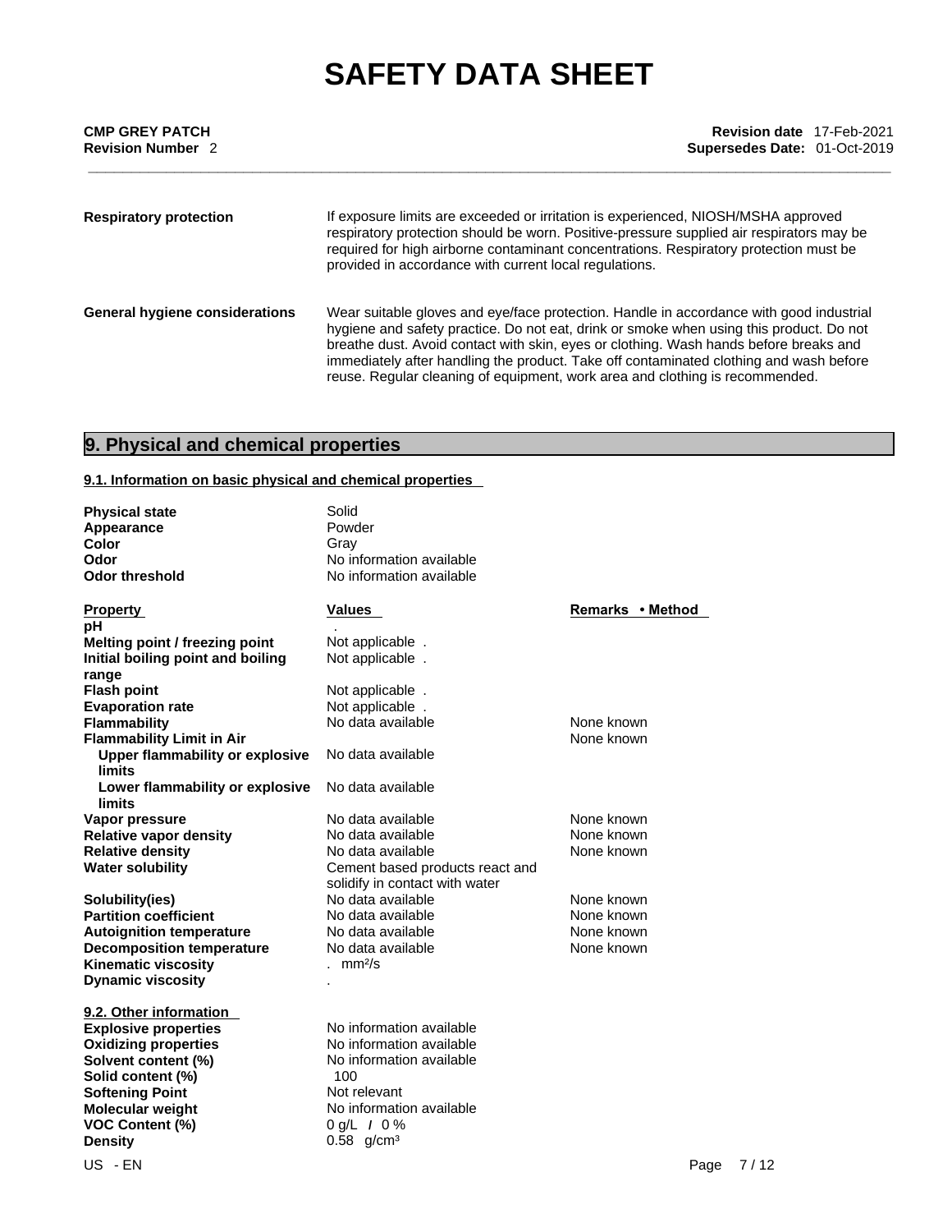| | |
|---|---|
| **Respiratory protection** | If exposure limits are exceeded or irritation is experienced, NIOSH/MSHA approved respiratory protection should be worn. Positive-pressure supplied air respirators may be required for high airborne contaminant concentrations. Respiratory protection must be provided in accordance with current local regulations. |
| **General hygiene considerations** | Wear suitable gloves and eye/face protection. Handle in accordance with good industrial hygiene and safety practice. Do not eat, drink or smoke when using this product. Do not breathe dust. Avoid contact with skin, eyes or clothing. Wash hands before breaks and immediately after handling the product. Take off contaminated clothing and wash before reuse. Regular cleaning of equipment, work area and clothing is recommended. |

## 9. Physical and chemical properties

### 9.1. Information on basic physical and chemical properties

| | |
|---|---|
| **Physical state** | Solid |
| **Appearance** | Powder |
| **Color** | Gray |
| **Odor** | No information available |
| **Odor threshold** | No information available |

| Property | Values | Remarks • Method |
|---|---|---|
| **pH** | . | |
| **Melting point / freezing point** | Not applicable . | |
| **Initial boiling point and boiling range** | Not applicable . | |
| **Flash point** | Not applicable . | |
| **Evaporation rate** | Not applicable . | |
| **Flammability** | No data available | None known |
| **Flammability Limit in Air** | | None known |
| **Upper flammability or explosive limits** | No data available | |
| **Lower flammability or explosive limits** | No data available | |
| **Vapor pressure** | No data available | None known |
| **Relative vapor density** | No data available | None known |
| **Relative density** | No data available | None known |
| **Water solubility** | Cement based products react and solidify in contact with water | |
| **Solubility(ies)** | No data available | None known |
| **Partition coefficient** | No data available | None known |
| **Autoignition temperature** | No data available | None known |
| **Decomposition temperature** | No data available | None known |
| **Kinematic viscosity** | . mm²/s | |
| **Dynamic viscosity** | . | |

### 9.2. Other information

| | |
|---|---|
| **Explosive properties** | No information available |
| **Oxidizing properties** | No information available |
| **Solvent content (%)** | No information available |
| **Solid content (%)** | 100 |
| **Softening Point** | Not relevant |
| **Molecular weight** | No information available |
| **VOC Content (%)** | 0 g/L / 0 % |
| **Density** | 0.58 g/cm³ |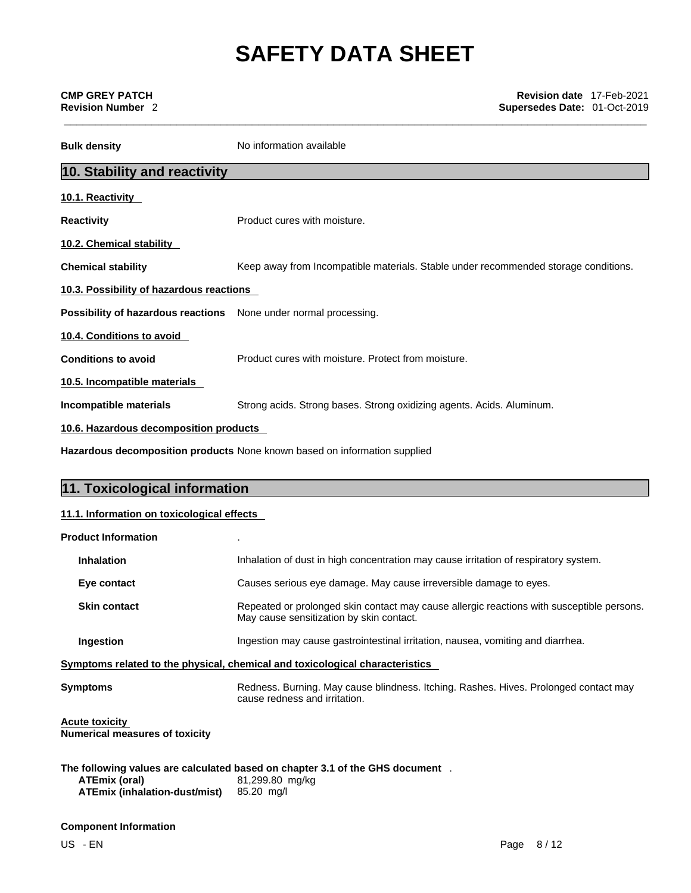**Bulk density** No information available

## 10. Stability and reactivity

**10.1. Reactivity**

**Reactivity** Product cures with moisture.

**10.2. Chemical stability**

**Chemical stability** Keep away from Incompatible materials. Stable under recommended storage conditions.

**10.3. Possibility of hazardous reactions**

**Possibility of hazardous reactions** None under normal processing.

**10.4. Conditions to avoid**

**Conditions to avoid** Product cures with moisture. Protect from moisture.

**10.5. Incompatible materials**

**Incompatible materials** Strong acids. Strong bases. Strong oxidizing agents. Acids. Aluminum.

**10.6. Hazardous decomposition products**

**Hazardous decomposition products** None known based on information supplied

## 11. Toxicological information

**11.1. Information on toxicological effects**

**Product Information** .

**Inhalation** Inhalation of dust in high concentration may cause irritation of respiratory system.

**Eye contact** Causes serious eye damage. May cause irreversible damage to eyes.

**Skin contact** Repeated or prolonged skin contact may cause allergic reactions with susceptible persons. May cause sensitization by skin contact.

**Ingestion** Ingestion may cause gastrointestinal irritation, nausea, vomiting and diarrhea.

**Symptoms related to the physical, chemical and toxicological characteristics**

**Symptoms** Redness. Burning. May cause blindness. Itching. Rashes. Hives. Prolonged contact may cause redness and irritation.

**Acute toxicity**
**Numerical measures of toxicity**

**The following values are calculated based on chapter 3.1 of the GHS document** .

**ATEmix (oral)** 81,299.80 mg/kg
**ATEmix (inhalation-dust/mist)** 85.20 mg/l

**Component Information**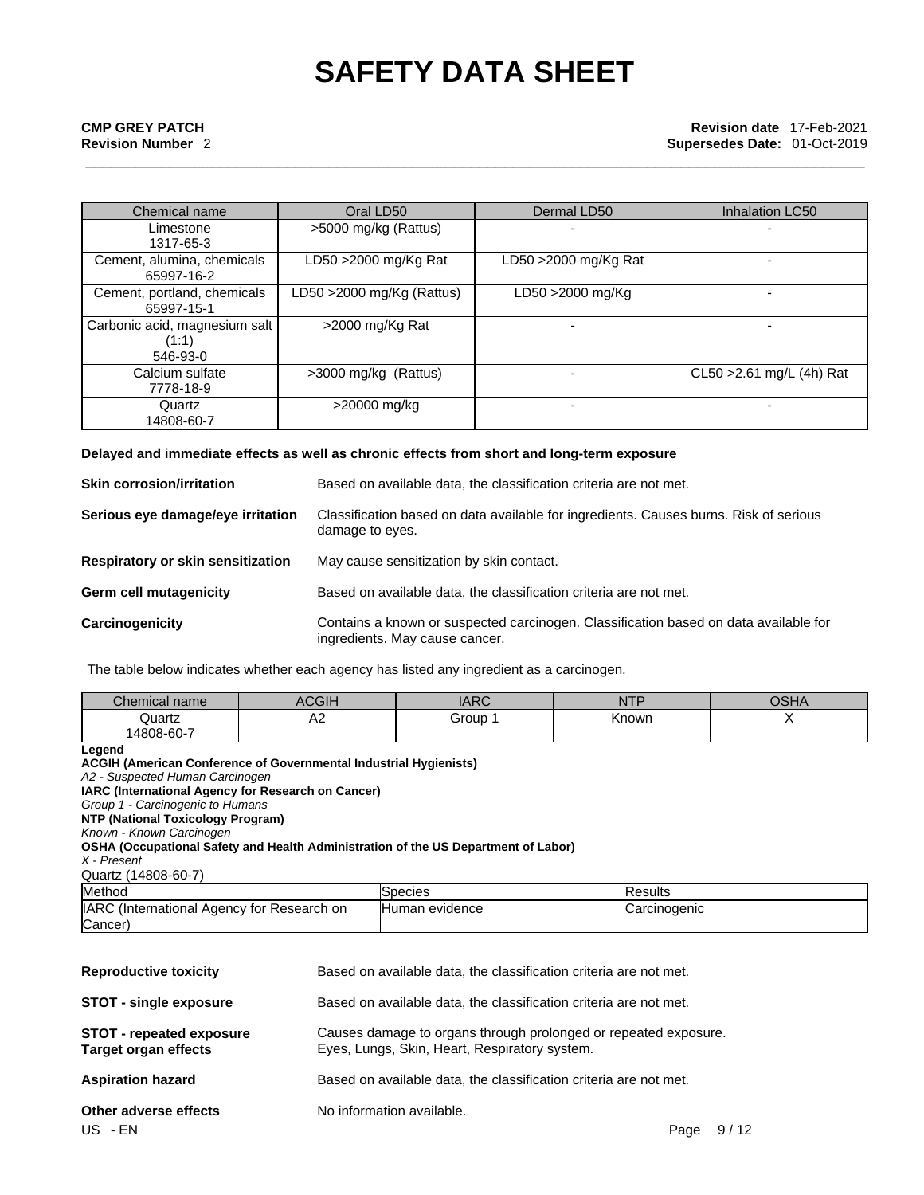| Chemical name | Oral LD50 | Dermal LD50 | Inhalation LC50 |
|---|---|---|---|
| Limestone<br>1317-65-3 | >5000 mg/kg (Rattus) | - | - |
| Cement, alumina, chemicals<br>65997-16-2 | LD50 >2000 mg/Kg Rat | LD50 >2000 mg/Kg Rat | - |
| Cement, portland, chemicals<br>65997-15-1 | LD50 >2000 mg/Kg (Rattus) | LD50 >2000 mg/Kg | - |
| Carbonic acid, magnesium salt (1:1)<br>546-93-0 | >2000 mg/Kg Rat | - | - |
| Calcium sulfate<br>7778-18-9 | >3000 mg/kg (Rattus) | - | CL50 >2.61 mg/L (4h) Rat |
| Quartz<br>14808-60-7 | >20000 mg/kg | - | - |

**Delayed and immediate effects as well as chronic effects from short and long-term exposure**

**Skin corrosion/irritation** Based on available data, the classification criteria are not met.

**Serious eye damage/eye irritation** Classification based on data available for ingredients. Causes burns. Risk of serious damage to eyes.

**Respiratory or skin sensitization** May cause sensitization by skin contact.

**Germ cell mutagenicity** Based on available data, the classification criteria are not met.

**Carcinogenicity** Contains a known or suspected carcinogen. Classification based on data available for ingredients. May cause cancer.

The table below indicates whether each agency has listed any ingredient as a carcinogen.

| Chemical name | ACGIH | IARC | NTP | OSHA |
|---|---|---|---|---|
| Quartz<br>14808-60-7 | A2 | Group 1 | Known | X |

**Legend**
**ACGIH (American Conference of Governmental Industrial Hygienists)**
*A2 - Suspected Human Carcinogen*
**IARC (International Agency for Research on Cancer)**
*Group 1 - Carcinogenic to Humans*
**NTP (National Toxicology Program)**
*Known - Known Carcinogen*
**OSHA (Occupational Safety and Health Administration of the US Department of Labor)**
*X - Present*

Quartz (14808-60-7)

| Method | Species | Results |
|---|---|---|
| IARC (International Agency for Research on Cancer) | Human evidence | Carcinogenic |

**Reproductive toxicity** Based on available data, the classification criteria are not met.

**STOT - single exposure** Based on available data, the classification criteria are not met.

**STOT - repeated exposure** Causes damage to organs through prolonged or repeated exposure.
**Target organ effects** Eyes, Lungs, Skin, Heart, Respiratory system.

**Aspiration hazard** Based on available data, the classification criteria are not met.

**Other adverse effects** No information available.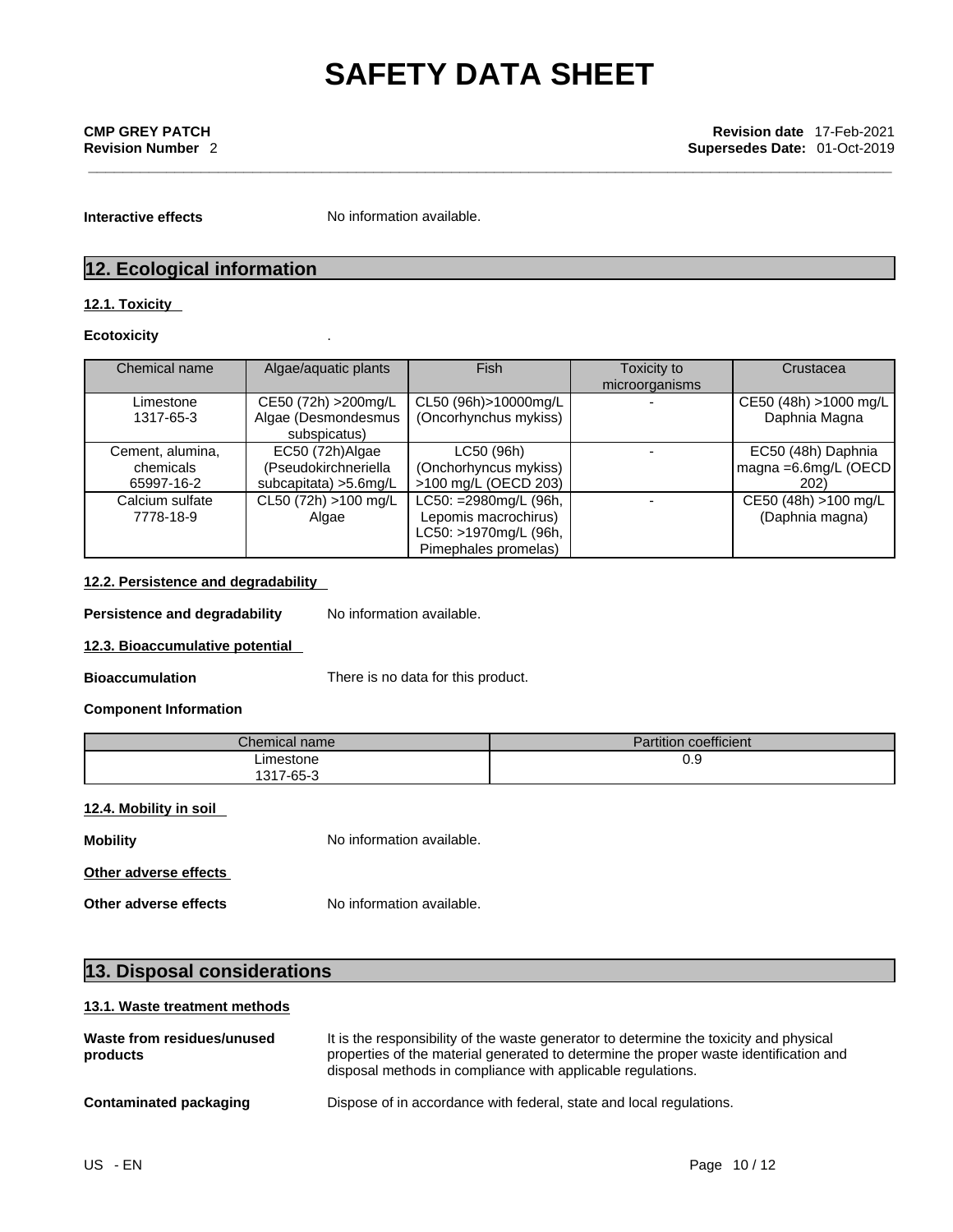**Interactive effects** No information available.

## 12. Ecological information

### 12.1. Toxicity

**Ecotoxicity** .

| Chemical name | Algae/aquatic plants | Fish | Toxicity to microorganisms | Crustacea |
|---|---|---|---|---|
| Limestone 1317-65-3 | CE50 (72h) >200mg/L Algae (Desmondesmus subspicatus) | CL50 (96h)>10000mg/L (Oncorhynchus mykiss) | - | CE50 (48h) >1000 mg/L Daphnia Magna |
| Cement, alumina, chemicals 65997-16-2 | EC50 (72h)Algae (Pseudokirchneriella subcapitata) >5.6mg/L | LC50 (96h) (Onchorhyncus mykiss) >100 mg/L (OECD 203) | - | EC50 (48h) Daphnia magna =6.6mg/L (OECD 202) |
| Calcium sulfate 7778-18-9 | CL50 (72h) >100 mg/L Algae | LC50: =2980mg/L (96h, Lepomis macrochirus) LC50: >1970mg/L (96h, Pimephales promelas) | - | CE50 (48h) >100 mg/L (Daphnia magna) |

### 12.2. Persistence and degradability

**Persistence and degradability** No information available.

### 12.3. Bioaccumulative potential

**Bioaccumulation** There is no data for this product.

**Component Information**

| Chemical name | Partition coefficient |
|---|---|
| Limestone 1317-65-3 | 0.9 |

### 12.4. Mobility in soil

**Mobility** No information available.

**Other adverse effects**

**Other adverse effects** No information available.

## 13. Disposal considerations

### 13.1. Waste treatment methods

**Waste from residues/unused products** It is the responsibility of the waste generator to determine the toxicity and physical properties of the material generated to determine the proper waste identification and disposal methods in compliance with applicable regulations.

**Contaminated packaging** Dispose of in accordance with federal, state and local regulations.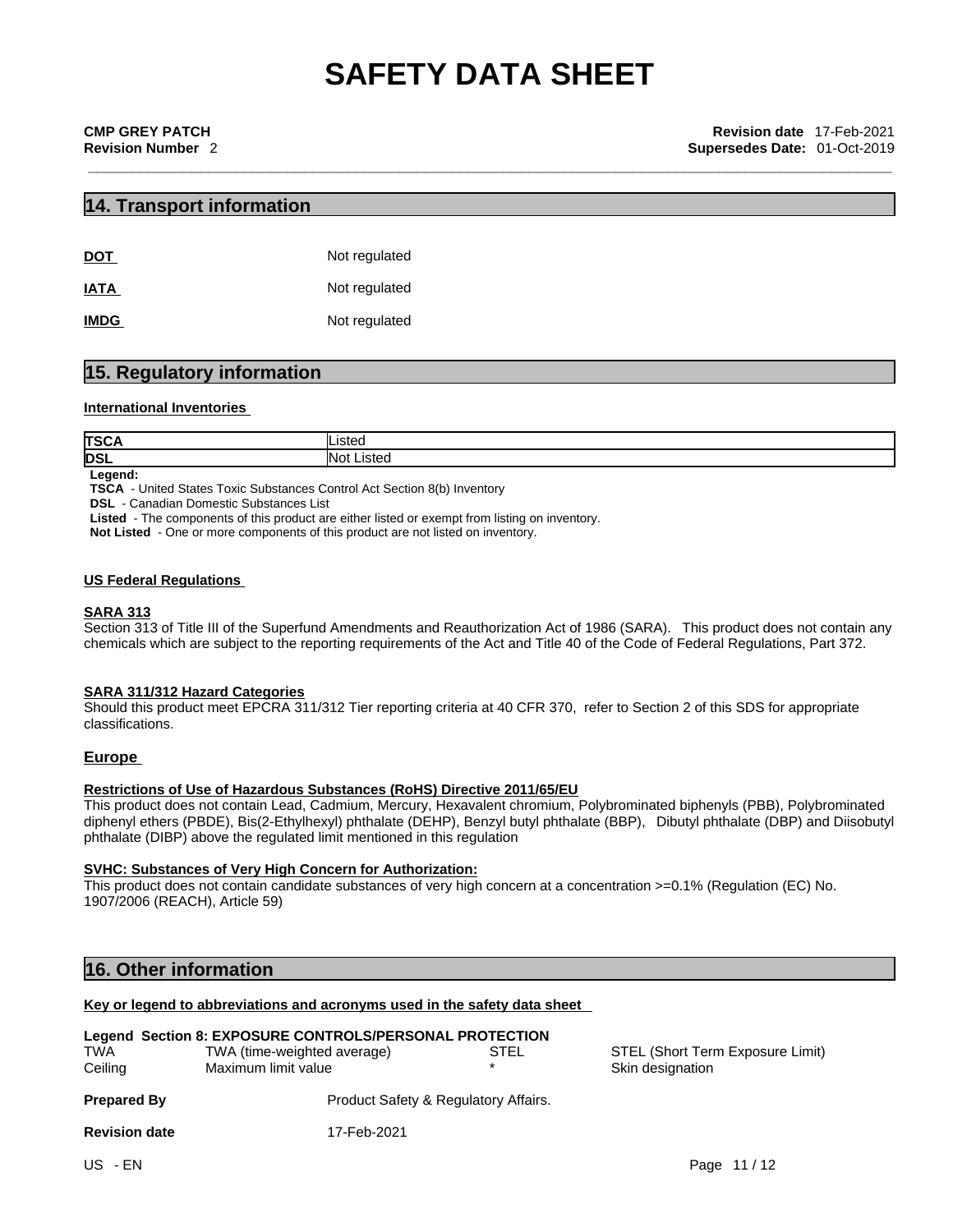# SAFETY DATA SHEET

**CMP GREY PATCH**
**Revision Number** 2

**Revision date** 17-Feb-2021
**Supersedes Date:** 01-Oct-2019

## 14. Transport information

| | |
|---|---|
| **DOT** | Not regulated |
| **IATA** | Not regulated |
| **IMDG** | Not regulated |

## 15. Regulatory information

**International Inventories**

| | |
|---|---|
| **TSCA** | Listed |
| **DSL** | Not Listed |

**Legend:**
**TSCA** - United States Toxic Substances Control Act Section 8(b) Inventory
**DSL** - Canadian Domestic Substances List
**Listed** - The components of this product are either listed or exempt from listing on inventory.
**Not Listed** - One or more components of this product are not listed on inventory.

**US Federal Regulations**

**SARA 313**
Section 313 of Title III of the Superfund Amendments and Reauthorization Act of 1986 (SARA). This product does not contain any chemicals which are subject to the reporting requirements of the Act and Title 40 of the Code of Federal Regulations, Part 372.

**SARA 311/312 Hazard Categories**
Should this product meet EPCRA 311/312 Tier reporting criteria at 40 CFR 370, refer to Section 2 of this SDS for appropriate classifications.

**Europe**

**Restrictions of Use of Hazardous Substances (RoHS) Directive 2011/65/EU**
This product does not contain Lead, Cadmium, Mercury, Hexavalent chromium, Polybrominated biphenyls (PBB), Polybrominated diphenyl ethers (PBDE), Bis(2-Ethylhexyl) phthalate (DEHP), Benzyl butyl phthalate (BBP), Dibutyl phthalate (DBP) and Diisobutyl phthalate (DIBP) above the regulated limit mentioned in this regulation

**SVHC: Substances of Very High Concern for Authorization:**
This product does not contain candidate substances of very high concern at a concentration >=0.1% (Regulation (EC) No. 1907/2006 (REACH), Article 59)

## 16. Other information

**Key or legend to abbreviations and acronyms used in the safety data sheet**

**Legend Section 8: EXPOSURE CONTROLS/PERSONAL PROTECTION**

| | | | |
|---|---|---|---|
| TWA | TWA (time-weighted average) | STEL | STEL (Short Term Exposure Limit) |
| Ceiling | Maximum limit value | * | Skin designation |

**Prepared By** Product Safety & Regulatory Affairs.

**Revision date** 17-Feb-2021

US - EN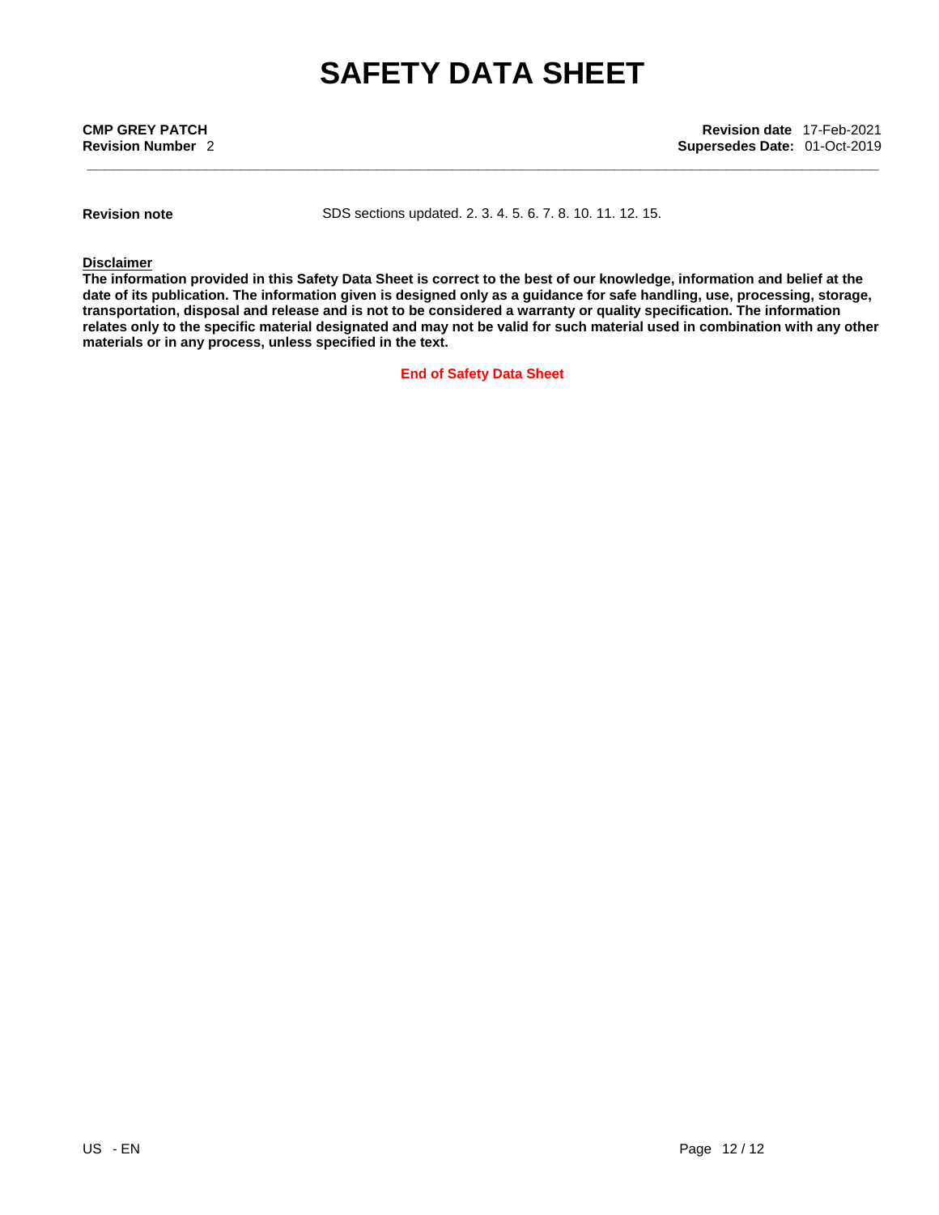**Revision note** SDS sections updated. 2. 3. 4. 5. 6. 7. 8. 10. 11. 12. 15.

**Disclaimer**

**The information provided in this Safety Data Sheet is correct to the best of our knowledge, information and belief at the date of its publication. The information given is designed only as a guidance for safe handling, use, processing, storage, transportation, disposal and release and is not to be considered a warranty or quality specification. The information relates only to the specific material designated and may not be valid for such material used in combination with any other materials or in any process, unless specified in the text.**

**End of Safety Data Sheet**